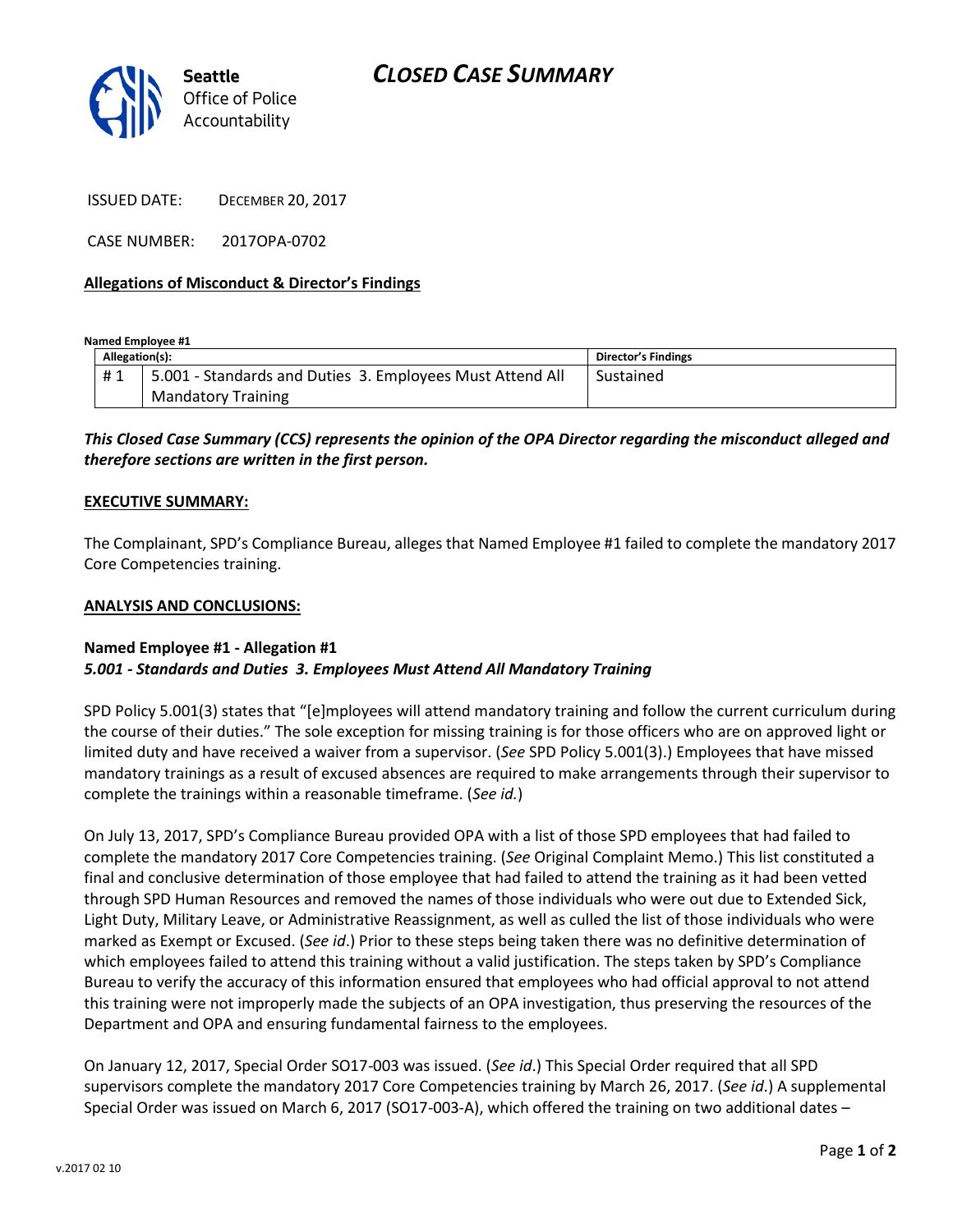# CLOSED CASE SUMMARY

Seattle Office of Police Accountability

ISSUED DATE: DECEMBER 20, 2017

CASE NUMBER: 2017OPA-0702

**Allegations of Misconduct & Director's Findings**

**Named Employee #1**

| Allegation(s): | | Director's Findings |
|---|---|---|
| # 1 | 5.001 - Standards and Duties 3. Employees Must Attend All Mandatory Training | Sustained |

***This Closed Case Summary (CCS) represents the opinion of the OPA Director regarding the misconduct alleged and therefore sections are written in the first person.***

**EXECUTIVE SUMMARY:**

The Complainant, SPD's Compliance Bureau, alleges that Named Employee #1 failed to complete the mandatory 2017 Core Competencies training.

**ANALYSIS AND CONCLUSIONS:**

**Named Employee #1 - Allegation #1**
***5.001 - Standards and Duties 3. Employees Must Attend All Mandatory Training***

SPD Policy 5.001(3) states that "[e]mployees will attend mandatory training and follow the current curriculum during the course of their duties." The sole exception for missing training is for those officers who are on approved light or limited duty and have received a waiver from a supervisor. (*See* SPD Policy 5.001(3).) Employees that have missed mandatory trainings as a result of excused absences are required to make arrangements through their supervisor to complete the trainings within a reasonable timeframe. (*See id.*)

On July 13, 2017, SPD's Compliance Bureau provided OPA with a list of those SPD employees that had failed to complete the mandatory 2017 Core Competencies training. (*See* Original Complaint Memo.) This list constituted a final and conclusive determination of those employee that had failed to attend the training as it had been vetted through SPD Human Resources and removed the names of those individuals who were out due to Extended Sick, Light Duty, Military Leave, or Administrative Reassignment, as well as culled the list of those individuals who were marked as Exempt or Excused. (*See id*.) Prior to these steps being taken there was no definitive determination of which employees failed to attend this training without a valid justification. The steps taken by SPD's Compliance Bureau to verify the accuracy of this information ensured that employees who had official approval to not attend this training were not improperly made the subjects of an OPA investigation, thus preserving the resources of the Department and OPA and ensuring fundamental fairness to the employees.

On January 12, 2017, Special Order SO17-003 was issued. (*See id*.) This Special Order required that all SPD supervisors complete the mandatory 2017 Core Competencies training by March 26, 2017. (*See id*.) A supplemental Special Order was issued on March 6, 2017 (SO17-003-A), which offered the training on two additional dates –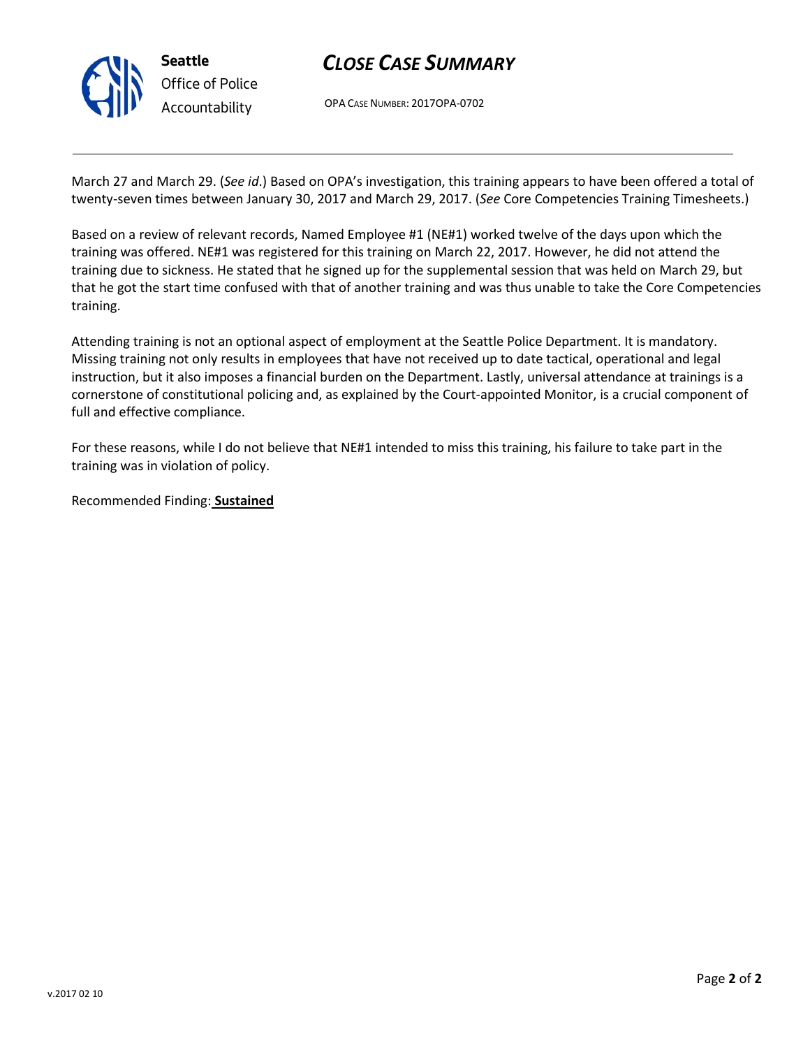March 27 and March 29. (*See id.*) Based on OPA's investigation, this training appears to have been offered a total of twenty-seven times between January 30, 2017 and March 29, 2017. (*See* Core Competencies Training Timesheets.)

Based on a review of relevant records, Named Employee #1 (NE#1) worked twelve of the days upon which the training was offered. NE#1 was registered for this training on March 22, 2017. However, he did not attend the training due to sickness. He stated that he signed up for the supplemental session that was held on March 29, but that he got the start time confused with that of another training and was thus unable to take the Core Competencies training.

Attending training is not an optional aspect of employment at the Seattle Police Department. It is mandatory. Missing training not only results in employees that have not received up to date tactical, operational and legal instruction, but it also imposes a financial burden on the Department. Lastly, universal attendance at trainings is a cornerstone of constitutional policing and, as explained by the Court-appointed Monitor, is a crucial component of full and effective compliance.

For these reasons, while I do not believe that NE#1 intended to miss this training, his failure to take part in the training was in violation of policy.

Recommended Finding: **Sustained**